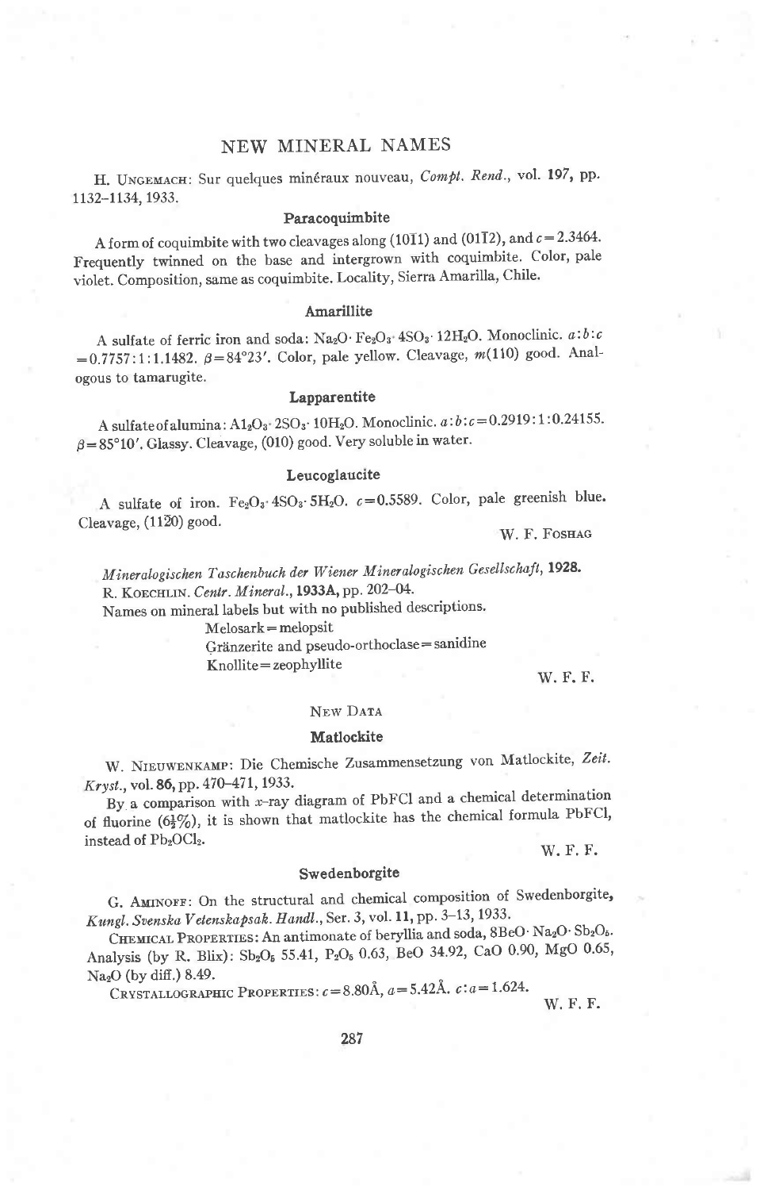# NEW MINERAL NAMES

H. Ungemach: Sur quelques minéraux nouveau, *Compt. Rend.*, vol. **197**, pp. 1132–1134, 1933.

### Paracoquimbite

A form of coquimbite with two cleavages along $(10\bar{1}1)$ and $(01\bar{1}2)$, and $c = 2.3464$. Frequently twinned on the base and intergrown with coquimbite. Color, pale violet. Composition, same as coquimbite. Locality, Sierra Amarilla, Chile.

### Amarillite

A sulfate of ferric iron and soda: $Na_2O \cdot Fe_2O_3 \cdot 4SO_3 \cdot 12H_2O$. Monoclinic. $a:b:c = 0.7757:1:1.1482$. $\beta = 84°23'$. Color, pale yellow. Cleavage, $m(110)$ good. Analogous to tamarugite.

### Lapparentite

A sulfate of alumina: $Al_2O_3 \cdot 2SO_3 \cdot 10H_2O$. Monoclinic. $a:b:c = 0.2919:1:0.24155$. $\beta = 85°10'$. Glassy. Cleavage, (010) good. Very soluble in water.

### Leucoglaucite

A sulfate of iron. $Fe_2O_3 \cdot 4SO_3 \cdot 5H_2O$. $c = 0.5589$. Color, pale greenish blue. Cleavage, $(11\bar{2}0)$ good.

W. F. Foshag

*Mineralogischen Taschenbuch der Wiener Mineralogischen Gesellschaft*, **1928**.
R. Koechlin. *Centr. Mineral.*, **1933A**, pp. 202–04.
Names on mineral labels but with no published descriptions.

Melosark = melopsit
Gränzerite and pseudo-orthoclase = sanidine
Knollite = zeophyllite

W. F. F.

## New Data

### Matlockite

W. Nieuwenkamp: Die Chemische Zusammensetzung von Matlockite, *Zeit. Kryst.*, vol. **86**, pp. 470–471, 1933.

By a comparison with $x$-ray diagram of PbFCl and a chemical determination of fluorine ($6\frac{1}{2}\%$), it is shown that matlockite has the chemical formula PbFCl, instead of $Pb_2OCl_2$.

W. F. F.

### Swedenborgite

G. Aminoff: On the structural and chemical composition of Swedenborgite, *Kungl. Svenska Vetenskapsak. Handl.*, Ser. 3, vol. **11**, pp. 3–13, 1933.

Chemical Properties: An antimonate of beryllia and soda, $8BeO \cdot Na_2O \cdot Sb_2O_5$. Analysis (by R. Blix): $Sb_2O_5$ 55.41, $P_2O_5$ 0.63, BeO 34.92, CaO 0.90, MgO 0.65, $Na_2O$ (by diff.) 8.49.

Crystallographic Properties: $c = 8.80$Å, $a = 5.42$Å. $c:a = 1.624$.

W. F. F.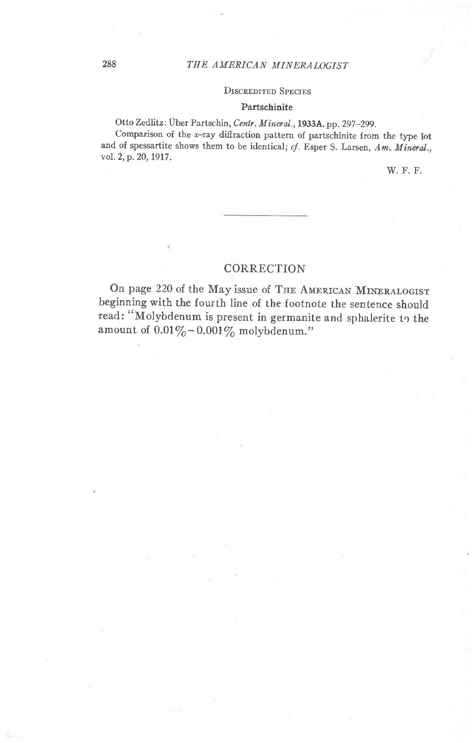DISCREDITED SPECIES

### Partschinite

Otto Zedlitz: Über Partschin, *Centr. Mineral.*, **1933A.** pp. 297–299.

Comparison of the *x*-ray diffraction pattern of partschinite from the type lot and of spessartite shows them to be identical; *cf.* Esper S. Larsen, *Am. Mineral.*, vol. 2, p. 20, 1917.

W. F. F.

---

## CORRECTION

On page 220 of the May issue of THE AMERICAN MINERALOGIST beginning with the fourth line of the footnote the sentence should read: "Molybdenum is present in germanite and sphalerite to the amount of 0.01%–0.001% molybdenum."